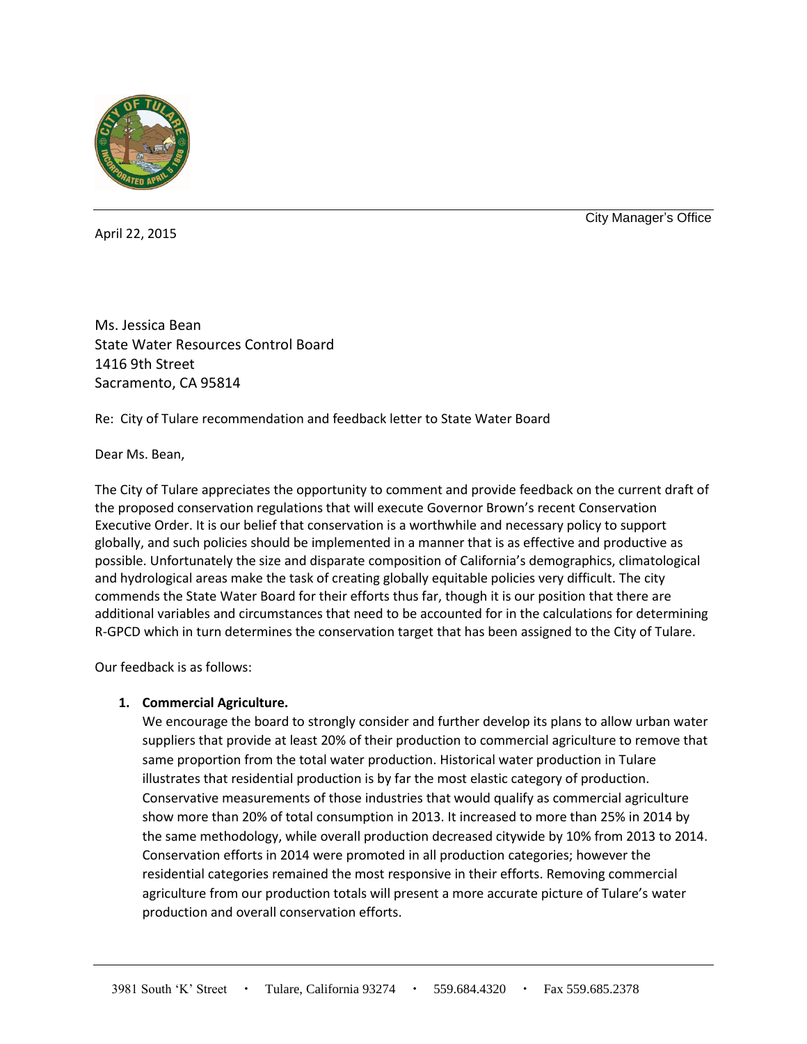City Manager's Office

April 22, 2015

Ms. Jessica Bean
State Water Resources Control Board
1416 9th Street
Sacramento, CA 95814

Re: City of Tulare recommendation and feedback letter to State Water Board

Dear Ms. Bean,

The City of Tulare appreciates the opportunity to comment and provide feedback on the current draft of the proposed conservation regulations that will execute Governor Brown's recent Conservation Executive Order. It is our belief that conservation is a worthwhile and necessary policy to support globally, and such policies should be implemented in a manner that is as effective and productive as possible. Unfortunately the size and disparate composition of California's demographics, climatological and hydrological areas make the task of creating globally equitable policies very difficult. The city commends the State Water Board for their efforts thus far, though it is our position that there are additional variables and circumstances that need to be accounted for in the calculations for determining R-GPCD which in turn determines the conservation target that has been assigned to the City of Tulare.

Our feedback is as follows:

1. **Commercial Agriculture.**
   We encourage the board to strongly consider and further develop its plans to allow urban water suppliers that provide at least 20% of their production to commercial agriculture to remove that same proportion from the total water production. Historical water production in Tulare illustrates that residential production is by far the most elastic category of production. Conservative measurements of those industries that would qualify as commercial agriculture show more than 20% of total consumption in 2013. It increased to more than 25% in 2014 by the same methodology, while overall production decreased citywide by 10% from 2013 to 2014. Conservation efforts in 2014 were promoted in all production categories; however the residential categories remained the most responsive in their efforts. Removing commercial agriculture from our production totals will present a more accurate picture of Tulare's water production and overall conservation efforts.

3981 South 'K' Street • Tulare, California 93274 • 559.684.4320 • Fax 559.685.2378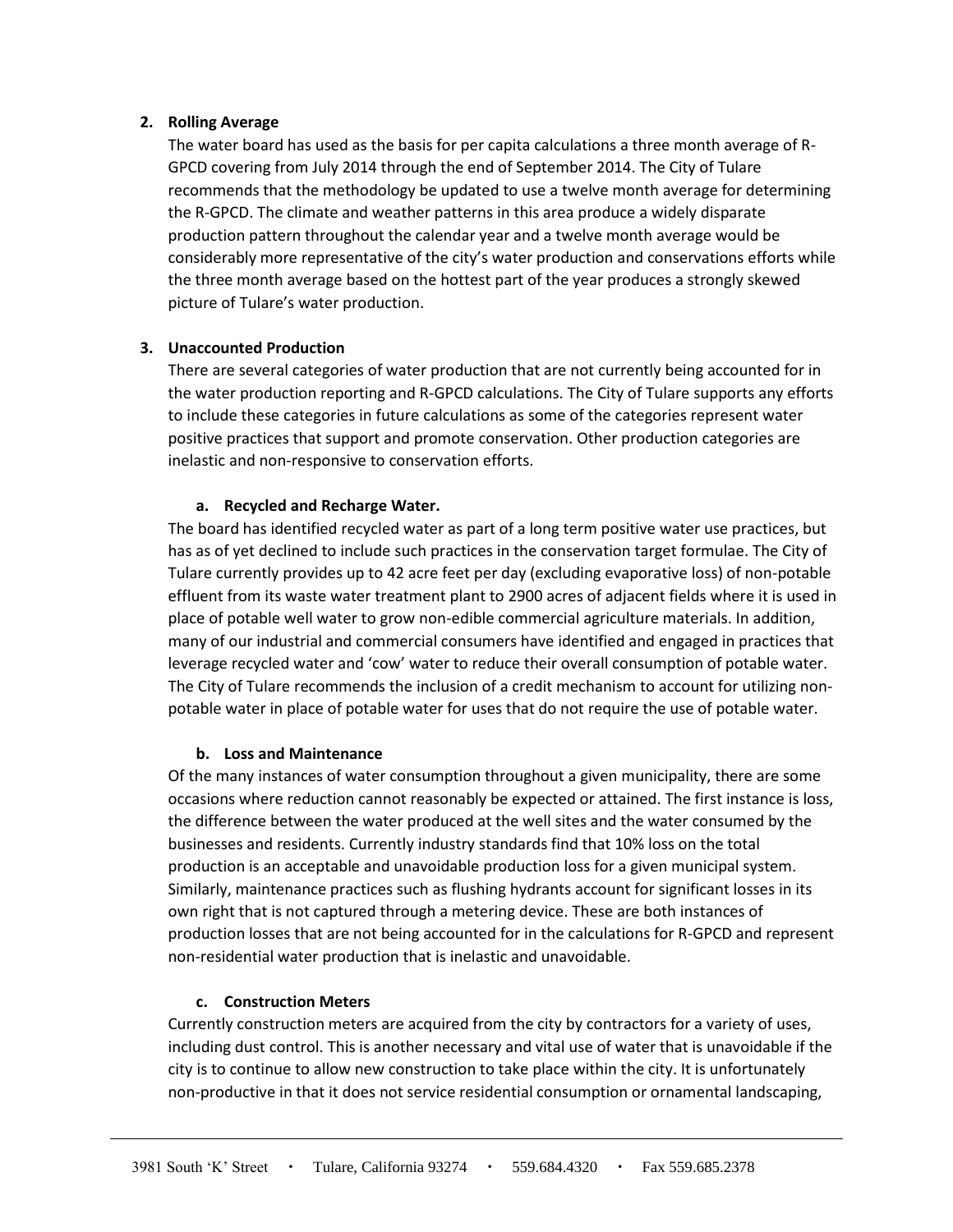2. **Rolling Average**

   The water board has used as the basis for per capita calculations a three month average of R-GPCD covering from July 2014 through the end of September 2014. The City of Tulare recommends that the methodology be updated to use a twelve month average for determining the R-GPCD. The climate and weather patterns in this area produce a widely disparate production pattern throughout the calendar year and a twelve month average would be considerably more representative of the city's water production and conservations efforts while the three month average based on the hottest part of the year produces a strongly skewed picture of Tulare's water production.

3. **Unaccounted Production**

   There are several categories of water production that are not currently being accounted for in the water production reporting and R-GPCD calculations. The City of Tulare supports any efforts to include these categories in future calculations as some of the categories represent water positive practices that support and promote conservation. Other production categories are inelastic and non-responsive to conservation efforts.

   a. **Recycled and Recharge Water.**

   The board has identified recycled water as part of a long term positive water use practices, but has as of yet declined to include such practices in the conservation target formulae. The City of Tulare currently provides up to 42 acre feet per day (excluding evaporative loss) of non-potable effluent from its waste water treatment plant to 2900 acres of adjacent fields where it is used in place of potable well water to grow non-edible commercial agriculture materials. In addition, many of our industrial and commercial consumers have identified and engaged in practices that leverage recycled water and 'cow' water to reduce their overall consumption of potable water. The City of Tulare recommends the inclusion of a credit mechanism to account for utilizing non-potable water in place of potable water for uses that do not require the use of potable water.

   b. **Loss and Maintenance**

   Of the many instances of water consumption throughout a given municipality, there are some occasions where reduction cannot reasonably be expected or attained. The first instance is loss, the difference between the water produced at the well sites and the water consumed by the businesses and residents. Currently industry standards find that 10% loss on the total production is an acceptable and unavoidable production loss for a given municipal system. Similarly, maintenance practices such as flushing hydrants account for significant losses in its own right that is not captured through a metering device. These are both instances of production losses that are not being accounted for in the calculations for R-GPCD and represent non-residential water production that is inelastic and unavoidable.

   c. **Construction Meters**

   Currently construction meters are acquired from the city by contractors for a variety of uses, including dust control. This is another necessary and vital use of water that is unavoidable if the city is to continue to allow new construction to take place within the city. It is unfortunately non-productive in that it does not service residential consumption or ornamental landscaping,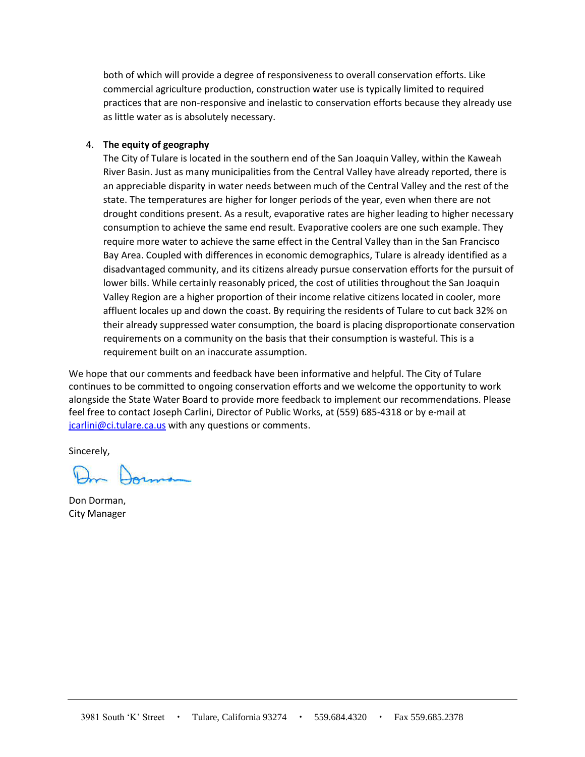both of which will provide a degree of responsiveness to overall conservation efforts. Like commercial agriculture production, construction water use is typically limited to required practices that are non-responsive and inelastic to conservation efforts because they already use as little water as is absolutely necessary.

4. **The equity of geography**
   The City of Tulare is located in the southern end of the San Joaquin Valley, within the Kaweah River Basin. Just as many municipalities from the Central Valley have already reported, there is an appreciable disparity in water needs between much of the Central Valley and the rest of the state. The temperatures are higher for longer periods of the year, even when there are not drought conditions present. As a result, evaporative rates are higher leading to higher necessary consumption to achieve the same end result. Evaporative coolers are one such example. They require more water to achieve the same effect in the Central Valley than in the San Francisco Bay Area. Coupled with differences in economic demographics, Tulare is already identified as a disadvantaged community, and its citizens already pursue conservation efforts for the pursuit of lower bills. While certainly reasonably priced, the cost of utilities throughout the San Joaquin Valley Region are a higher proportion of their income relative citizens located in cooler, more affluent locales up and down the coast. By requiring the residents of Tulare to cut back 32% on their already suppressed water consumption, the board is placing disproportionate conservation requirements on a community on the basis that their consumption is wasteful. This is a requirement built on an inaccurate assumption.

We hope that our comments and feedback have been informative and helpful. The City of Tulare continues to be committed to ongoing conservation efforts and we welcome the opportunity to work alongside the State Water Board to provide more feedback to implement our recommendations. Please feel free to contact Joseph Carlini, Director of Public Works, at (559) 685-4318 or by e-mail at jcarlini@ci.tulare.ca.us with any questions or comments.

Sincerely,

Don Dorman,
City Manager

3981 South 'K' Street • Tulare, California 93274 • 559.684.4320 • Fax 559.685.2378